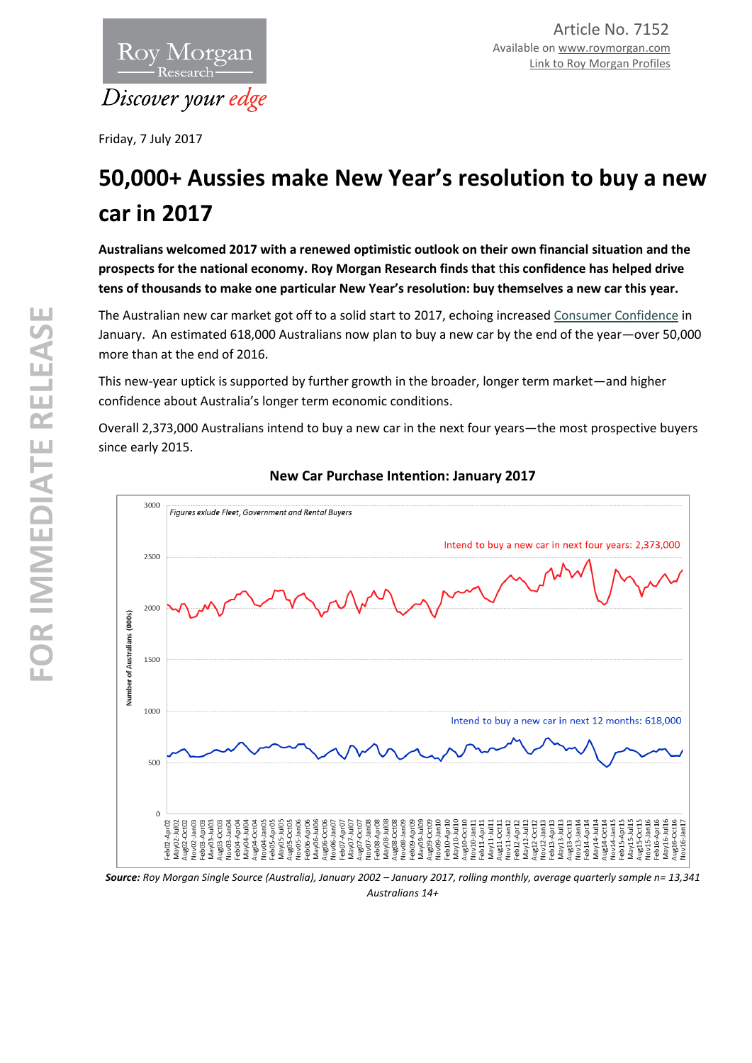Article No. 7152
Available on www.roymorgan.com
Link to Roy Morgan Profiles

Friday, 7 July 2017

# 50,000+ Aussies make New Year's resolution to buy a new car in 2017

**Australians welcomed 2017 with a renewed optimistic outlook on their own financial situation and the prospects for the national economy. Roy Morgan Research finds that this confidence has helped drive tens of thousands to make one particular New Year's resolution: buy themselves a new car this year.**

The Australian new car market got off to a solid start to 2017, echoing increased Consumer Confidence in January. An estimated 618,000 Australians now plan to buy a new car by the end of the year—over 50,000 more than at the end of 2016.

This new-year uptick is supported by further growth in the broader, longer term market—and higher confidence about Australia's longer term economic conditions.

Overall 2,373,000 Australians intend to buy a new car in the next four years—the most prospective buyers since early 2015.

**New Car Purchase Intention: January 2017**

*Figures exlude Fleet, Government and Rental Buyers*

Intend to buy a new car in next four years: 2,373,000

Intend to buy a new car in next 12 months: 618,000

***Source:*** *Roy Morgan Single Source (Australia), January 2002 – January 2017, rolling monthly, average quarterly sample n= 13,341 Australians 14+*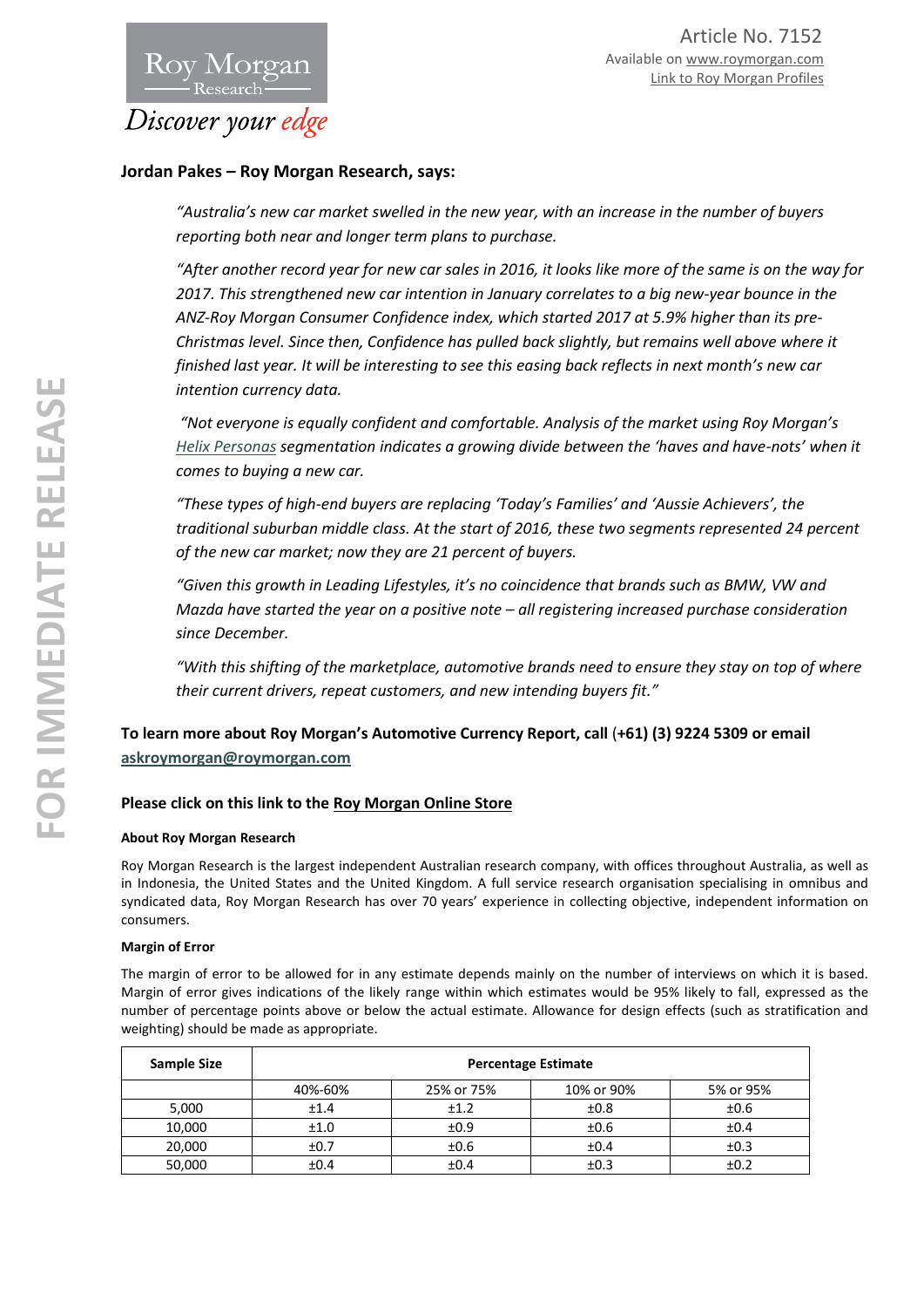**Jordan Pakes – Roy Morgan Research, says:**

*"Australia's new car market swelled in the new year, with an increase in the number of buyers reporting both near and longer term plans to purchase.*

*"After another record year for new car sales in 2016, it looks like more of the same is on the way for 2017. This strengthened new car intention in January correlates to a big new-year bounce in the ANZ-Roy Morgan Consumer Confidence index, which started 2017 at 5.9% higher than its pre-Christmas level. Since then, Confidence has pulled back slightly, but remains well above where it finished last year. It will be interesting to see this easing back reflects in next month's new car intention currency data.*

*"Not everyone is equally confident and comfortable. Analysis of the market using Roy Morgan's Helix Personas segmentation indicates a growing divide between the 'haves and have-nots' when it comes to buying a new car.*

*"These types of high-end buyers are replacing 'Today's Families' and 'Aussie Achievers', the traditional suburban middle class. At the start of 2016, these two segments represented 24 percent of the new car market; now they are 21 percent of buyers.*

*"Given this growth in Leading Lifestyles, it's no coincidence that brands such as BMW, VW and Mazda have started the year on a positive note – all registering increased purchase consideration since December.*

*"With this shifting of the marketplace, automotive brands need to ensure they stay on top of where their current drivers, repeat customers, and new intending buyers fit."*

**To learn more about Roy Morgan's Automotive Currency Report, call (+61) (3) 9224 5309 or email askroymorgan@roymorgan.com**

**Please click on this link to the Roy Morgan Online Store**

#### About Roy Morgan Research

Roy Morgan Research is the largest independent Australian research company, with offices throughout Australia, as well as in Indonesia, the United States and the United Kingdom. A full service research organisation specialising in omnibus and syndicated data, Roy Morgan Research has over 70 years' experience in collecting objective, independent information on consumers.

#### Margin of Error

The margin of error to be allowed for in any estimate depends mainly on the number of interviews on which it is based. Margin of error gives indications of the likely range within which estimates would be 95% likely to fall, expressed as the number of percentage points above or below the actual estimate. Allowance for design effects (such as stratification and weighting) should be made as appropriate.

| Sample Size | Percentage Estimate | | | |
|---|---|---|---|---|
| | 40%-60% | 25% or 75% | 10% or 90% | 5% or 95% |
| 5,000 | ±1.4 | ±1.2 | ±0.8 | ±0.6 |
| 10,000 | ±1.0 | ±0.9 | ±0.6 | ±0.4 |
| 20,000 | ±0.7 | ±0.6 | ±0.4 | ±0.3 |
| 50,000 | ±0.4 | ±0.4 | ±0.3 | ±0.2 |